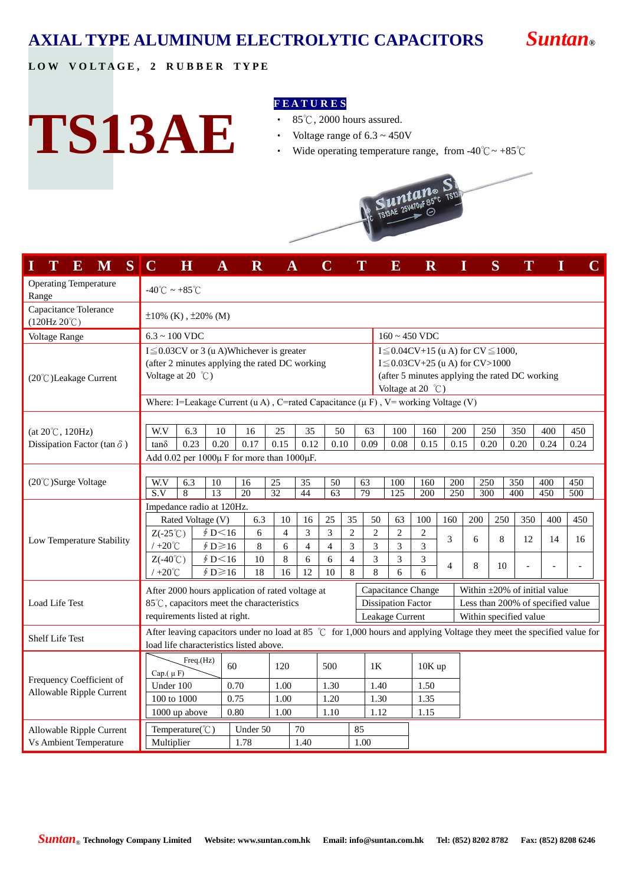# AXIAL TYPE ALUMINUM ELECTROLYTIC CAPACITORS

**Suntan®**

**LOW VOLTAGE, 2 RUBBER TYPE**

# TS13AE

**FEATURES**

- 85℃, 2000 hours assured.
- Voltage range of 6.3 ~ 450V
- Wide operating temperature range, from -40℃ ~ +85℃

| ITEMS | CHARACTERISTIC |
|---|---|
| Operating Temperature Range | -40℃ ~ +85℃ |
| Capacitance Tolerance (120Hz 20℃) | ±10% (K) , ±20% (M) |

**Voltage Range / (20℃) Leakage Current**

| Voltage Range | 6.3 ~ 100 VDC | 160 ~ 450 VDC |
|---|---|---|
| (20℃)Leakage Current | I≦0.03CV or 3 (u A)Whichever is greater (after 2 minutes applying the rated DC working Voltage at 20 ℃) | I≦0.04CV+15 (u A) for CV≦1000, I≦0.03CV+25 (u A) for CV>1000 (after 5 minutes applying the rated DC working Voltage at 20 ℃) |

Where: I=Leakage Current (u A) , C=rated Capacitance (μ F) , V= working Voltage (V)

**(at 20℃, 120Hz) Dissipation Factor (tan δ)**

| W.V | 6.3 | 10 | 16 | 25 | 35 | 50 | 63 | 100 | 160 | 200 | 250 | 350 | 400 | 450 |
|---|---|---|---|---|---|---|---|---|---|---|---|---|---|---|
| tanδ | 0.23 | 0.20 | 0.17 | 0.15 | 0.12 | 0.10 | 0.09 | 0.08 | 0.15 | 0.15 | 0.20 | 0.20 | 0.24 | 0.24 |

Add 0.02 per 1000μ F for more than 1000μF.

**(20℃)Surge Voltage**

| W.V | 6.3 | 10 | 16 | 25 | 35 | 50 | 63 | 100 | 160 | 200 | 250 | 350 | 400 | 450 |
|---|---|---|---|---|---|---|---|---|---|---|---|---|---|---|
| S.V | 8 | 13 | 20 | 32 | 44 | 63 | 79 | 125 | 200 | 250 | 300 | 400 | 450 | 500 |

**Low Temperature Stability**

Impedance radio at 120Hz.

| Rated Voltage (V) | | 6.3 | 10 | 16 | 25 | 35 | 50 | 63 | 100 | 160 | 200 | 250 | 350 | 400 | 450 |
|---|---|---|---|---|---|---|---|---|---|---|---|---|---|---|---|
| Z(-25℃) / +20℃ | ∮D<16 | 6 | 4 | 3 | 3 | 2 | 2 | 2 | 2 | 3 | 6 | 8 | 12 | 14 | 16 |
| | ∮D≥16 | 8 | 6 | 4 | 4 | 3 | 3 | 3 | 3 | | | | | | |
| Z(-40℃) / +20℃ | ∮D<16 | 10 | 8 | 6 | 6 | 4 | 3 | 3 | 3 | 4 | 8 | 10 | - | - | - |
| | ∮D≥16 | 18 | 16 | 12 | 10 | 8 | 8 | 6 | 6 | | | | | | |

**Load Life Test**

After 2000 hours application of rated voltage at 85℃, capacitors meet the characteristics requirements listed at right.

| Item | Requirement |
|---|---|
| Capacitance Change | Within ±20% of initial value |
| Dissipation Factor | Less than 200% of specified value |
| Leakage Current | Within specified value |

**Shelf Life Test**

After leaving capacitors under no load at 85 ℃ for 1,000 hours and applying Voltage they meet the specified value for load life characteristics listed above.

**Frequency Coefficient of Allowable Ripple Current**

| Cap.(μF) \ Freq.(Hz) | 60 | 120 | 500 | 1K | 10K up |
|---|---|---|---|---|---|
| Under 100 | 0.70 | 1.00 | 1.30 | 1.40 | 1.50 |
| 100 to 1000 | 0.75 | 1.00 | 1.20 | 1.30 | 1.35 |
| 1000 up above | 0.80 | 1.00 | 1.10 | 1.12 | 1.15 |

**Allowable Ripple Current Vs Ambient Temperature**

| Temperature(℃) | Under 50 | 70 | 85 |
|---|---|---|---|
| Multiplier | 1.78 | 1.40 | 1.00 |

Suntan® Technology Company Limited Website: www.suntan.com.hk Email: info@suntan.com.hk Tel: (852) 8202 8782 Fax: (852) 8208 6246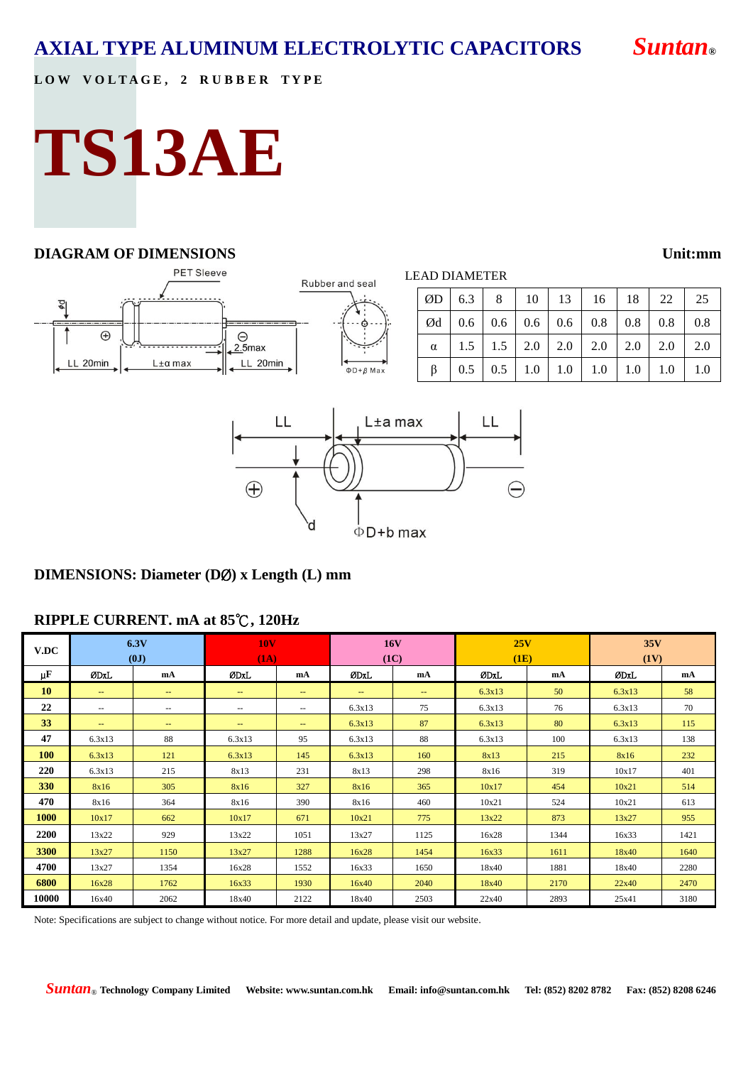# AXIAL TYPE ALUMINUM ELECTROLYTIC CAPACITORS

**Suntan®**

**LOW VOLTAGE, 2 RUBBER TYPE**

# TS13AE

## DIAGRAM OF DIMENSIONS

**Unit:mm**

PET Sleeve

Rubber and seal

Ød

LL 20min | L±α max | LL 20min

2.5max

ΦD+β Max

LEAD DIAMETER

| ØD | 6.3 | 8 | 10 | 13 | 16 | 18 | 22 | 25 |
|---|---|---|---|---|---|---|---|---|
| Ød | 0.6 | 0.6 | 0.6 | 0.6 | 0.8 | 0.8 | 0.8 | 0.8 |
| α | 1.5 | 1.5 | 2.0 | 2.0 | 2.0 | 2.0 | 2.0 | 2.0 |
| β | 0.5 | 0.5 | 1.0 | 1.0 | 1.0 | 1.0 | 1.0 | 1.0 |

LL | L±a max | LL

d

ΦD+b max

## DIMENSIONS: Diameter (DØ) x Length (L) mm

## RIPPLE CURRENT. mA at 85℃, 120Hz

| V.DC | 6.3V (0J) | | 10V (1A) | | 16V (1C) | | 25V (1E) | | 35V (1V) | |
|---|---|---|---|---|---|---|---|---|---|---|
| μF | ØDxL | mA | ØDxL | mA | ØDxL | mA | ØDxL | mA | ØDxL | mA |
| 10 | -- | -- | -- | -- | -- | -- | 6.3x13 | 50 | 6.3x13 | 58 |
| 22 | -- | -- | -- | -- | 6.3x13 | 75 | 6.3x13 | 76 | 6.3x13 | 70 |
| 33 | -- | -- | -- | -- | 6.3x13 | 87 | 6.3x13 | 80 | 6.3x13 | 115 |
| 47 | 6.3x13 | 88 | 6.3x13 | 95 | 6.3x13 | 88 | 6.3x13 | 100 | 6.3x13 | 138 |
| 100 | 6.3x13 | 121 | 6.3x13 | 145 | 6.3x13 | 160 | 8x13 | 215 | 8x16 | 232 |
| 220 | 6.3x13 | 215 | 8x13 | 231 | 8x13 | 298 | 8x16 | 319 | 10x17 | 401 |
| 330 | 8x16 | 305 | 8x16 | 327 | 8x16 | 365 | 10x17 | 454 | 10x21 | 514 |
| 470 | 8x16 | 364 | 8x16 | 390 | 8x16 | 460 | 10x21 | 524 | 10x21 | 613 |
| 1000 | 10x17 | 662 | 10x17 | 671 | 10x21 | 775 | 13x22 | 873 | 13x27 | 955 |
| 2200 | 13x22 | 929 | 13x22 | 1051 | 13x27 | 1125 | 16x28 | 1344 | 16x33 | 1421 |
| 3300 | 13x27 | 1150 | 13x27 | 1288 | 16x28 | 1454 | 16x33 | 1611 | 18x40 | 1640 |
| 4700 | 13x27 | 1354 | 16x28 | 1552 | 16x33 | 1650 | 18x40 | 1881 | 18x40 | 2280 |
| 6800 | 16x28 | 1762 | 16x33 | 1930 | 16x40 | 2040 | 18x40 | 2170 | 22x40 | 2470 |
| 10000 | 16x40 | 2062 | 18x40 | 2122 | 18x40 | 2503 | 22x40 | 2893 | 25x41 | 3180 |

Note: Specifications are subject to change without notice. For more detail and update, please visit our website.

Suntan® Technology Company Limited Website: www.suntan.com.hk Email: info@suntan.com.hk Tel: (852) 8202 8782 Fax: (852) 8208 6246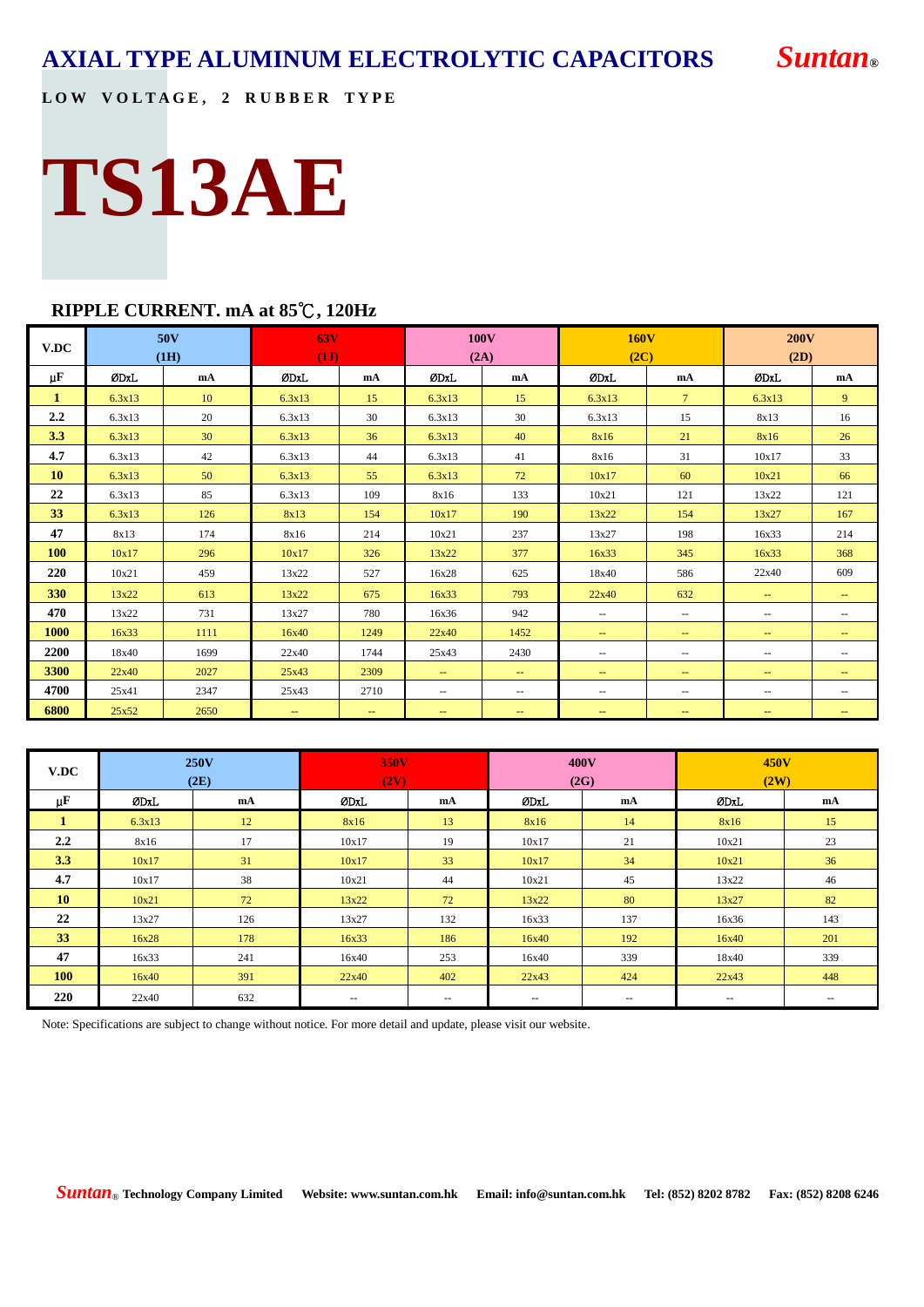# AXIAL TYPE ALUMINUM ELECTROLYTIC CAPACITORS

*Suntan*®

**LOW VOLTAGE, 2 RUBBER TYPE**

# TS13AE

## RIPPLE CURRENT. mA at 85℃, 120Hz

| V.DC | 50V (1H) | | 63V (1J) | | 100V (2A) | | 160V (2C) | | 200V (2D) | |
|---|---|---|---|---|---|---|---|---|---|---|
| μF | ØDxL | mA | ØDxL | mA | ØDxL | mA | ØDxL | mA | ØDxL | mA |
| **1** | 6.3x13 | 10 | 6.3x13 | 15 | 6.3x13 | 15 | 6.3x13 | 7 | 6.3x13 | 9 |
| **2.2** | 6.3x13 | 20 | 6.3x13 | 30 | 6.3x13 | 30 | 6.3x13 | 15 | 8x13 | 16 |
| **3.3** | 6.3x13 | 30 | 6.3x13 | 36 | 6.3x13 | 40 | 8x16 | 21 | 8x16 | 26 |
| **4.7** | 6.3x13 | 42 | 6.3x13 | 44 | 6.3x13 | 41 | 8x16 | 31 | 10x17 | 33 |
| **10** | 6.3x13 | 50 | 6.3x13 | 55 | 6.3x13 | 72 | 10x17 | 60 | 10x21 | 66 |
| **22** | 6.3x13 | 85 | 6.3x13 | 109 | 8x16 | 133 | 10x21 | 121 | 13x22 | 121 |
| **33** | 6.3x13 | 126 | 8x13 | 154 | 10x17 | 190 | 13x22 | 154 | 13x27 | 167 |
| **47** | 8x13 | 174 | 8x16 | 214 | 10x21 | 237 | 13x27 | 198 | 16x33 | 214 |
| **100** | 10x17 | 296 | 10x17 | 326 | 13x22 | 377 | 16x33 | 345 | 16x33 | 368 |
| **220** | 10x21 | 459 | 13x22 | 527 | 16x28 | 625 | 18x40 | 586 | 22x40 | 609 |
| **330** | 13x22 | 613 | 13x22 | 675 | 16x33 | 793 | 22x40 | 632 | -- | -- |
| **470** | 13x22 | 731 | 13x27 | 780 | 16x36 | 942 | -- | -- | -- | -- |
| **1000** | 16x33 | 1111 | 16x40 | 1249 | 22x40 | 1452 | -- | -- | -- | -- |
| **2200** | 18x40 | 1699 | 22x40 | 1744 | 25x43 | 2430 | -- | -- | -- | -- |
| **3300** | 22x40 | 2027 | 25x43 | 2309 | -- | -- | -- | -- | -- | -- |
| **4700** | 25x41 | 2347 | 25x43 | 2710 | -- | -- | -- | -- | -- | -- |
| **6800** | 25x52 | 2650 | -- | -- | -- | -- | -- | -- | -- | -- |

| V.DC | 250V (2E) | | 350V (2V) | | 400V (2G) | | 450V (2W) | |
|---|---|---|---|---|---|---|---|---|
| μF | ØDxL | mA | ØDxL | mA | ØDxL | mA | ØDxL | mA |
| **1** | 6.3x13 | 12 | 8x16 | 13 | 8x16 | 14 | 8x16 | 15 |
| **2.2** | 8x16 | 17 | 10x17 | 19 | 10x17 | 21 | 10x21 | 23 |
| **3.3** | 10x17 | 31 | 10x17 | 33 | 10x17 | 34 | 10x21 | 36 |
| **4.7** | 10x17 | 38 | 10x21 | 44 | 10x21 | 45 | 13x22 | 46 |
| **10** | 10x21 | 72 | 13x22 | 72 | 13x22 | 80 | 13x27 | 82 |
| **22** | 13x27 | 126 | 13x27 | 132 | 16x33 | 137 | 16x36 | 143 |
| **33** | 16x28 | 178 | 16x33 | 186 | 16x40 | 192 | 16x40 | 201 |
| **47** | 16x33 | 241 | 16x40 | 253 | 16x40 | 339 | 18x40 | 339 |
| **100** | 16x40 | 391 | 22x40 | 402 | 22x43 | 424 | 22x43 | 448 |
| **220** | 22x40 | 632 | -- | -- | -- | -- | -- | -- |

Note: Specifications are subject to change without notice. For more detail and update, please visit our website.

*Suntan*® **Technology Company Limited** **Website: www.suntan.com.hk** **Email: info@suntan.com.hk** **Tel: (852) 8202 8782** **Fax: (852) 8208 6246**